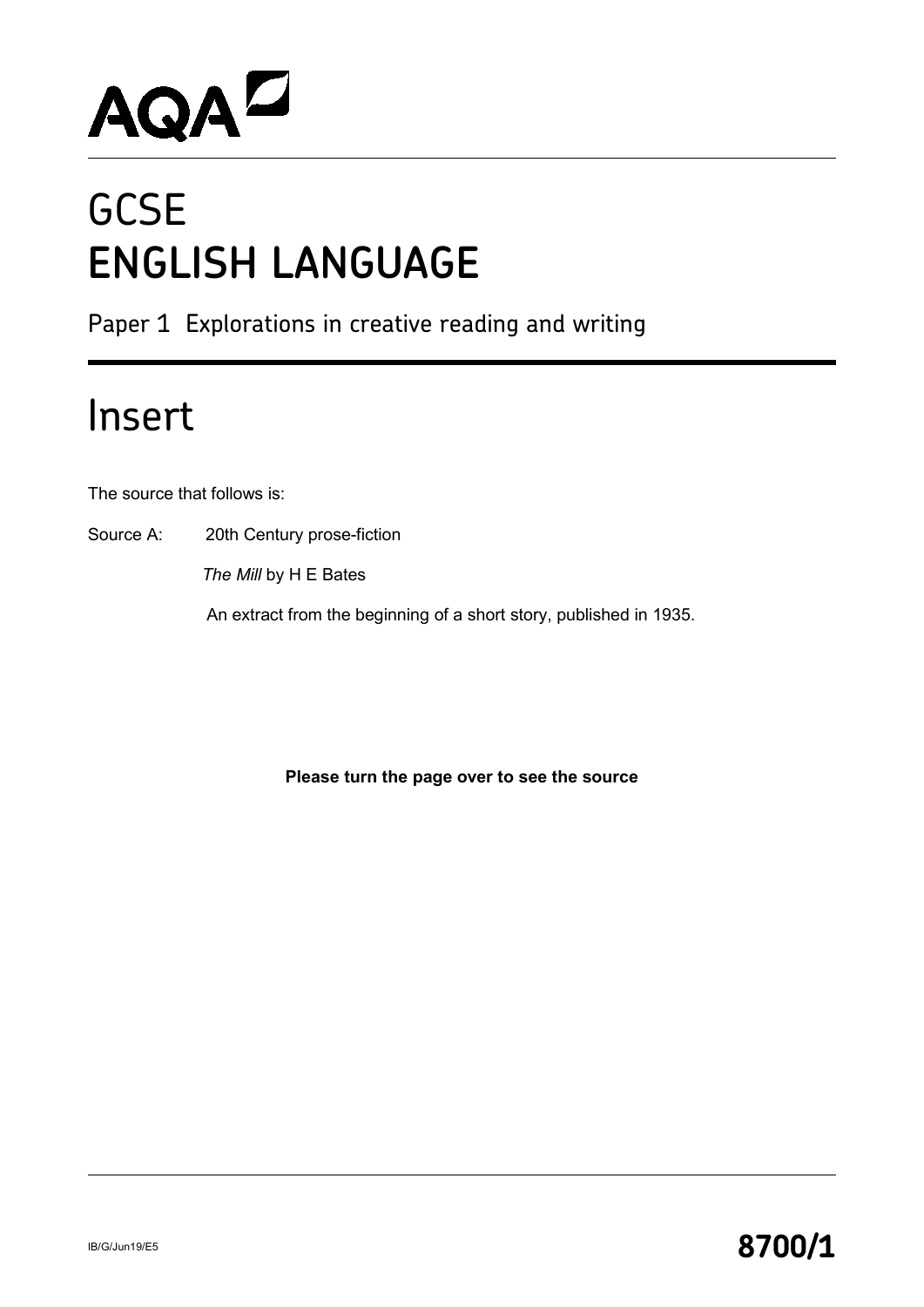AQA

# GCSE
# ENGLISH LANGUAGE

Paper 1 Explorations in creative reading and writing

## Insert

The source that follows is:

Source A: 20th Century prose-fiction

*The Mill* by H E Bates

An extract from the beginning of a short story, published in 1935.

**Please turn the page over to see the source**

IB/G/Jun19/E5

**8700/1**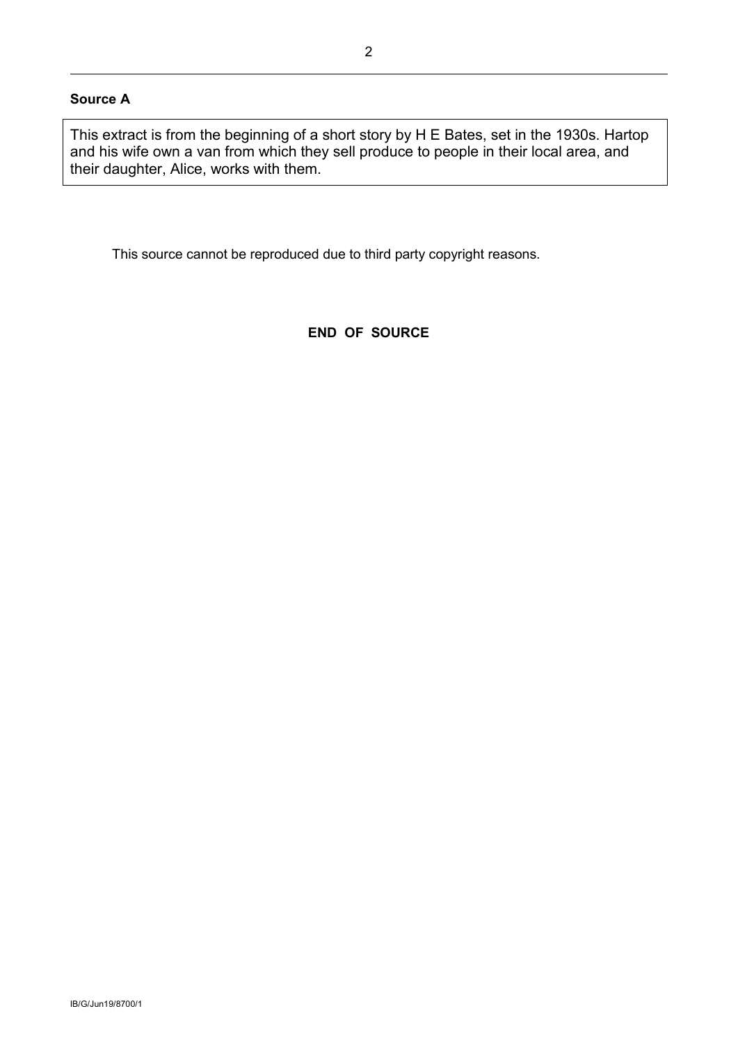**Source A**

This extract is from the beginning of a short story by H E Bates, set in the 1930s. Hartop and his wife own a van from which they sell produce to people in their local area, and their daughter, Alice, works with them.

This source cannot be reproduced due to third party copyright reasons.

**END OF SOURCE**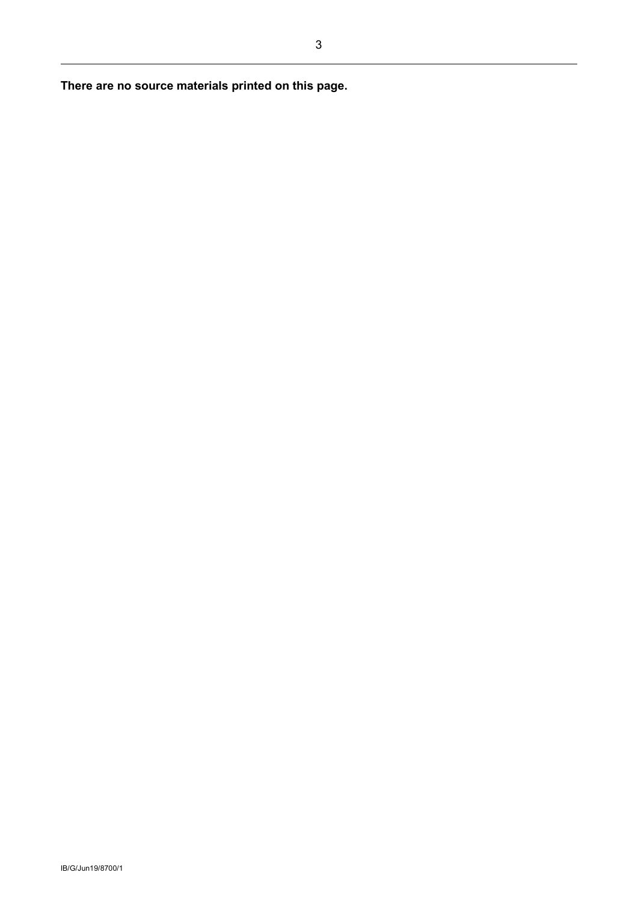**There are no source materials printed on this page.**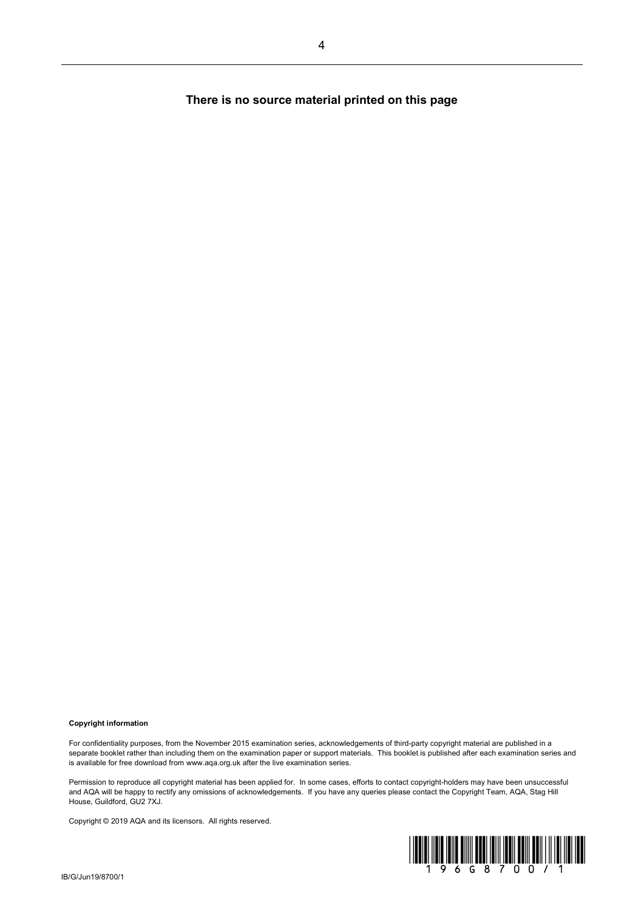**There is no source material printed on this page**

**Copyright information**

For confidentiality purposes, from the November 2015 examination series, acknowledgements of third-party copyright material are published in a separate booklet rather than including them on the examination paper or support materials. This booklet is published after each examination series and is available for free download from www.aqa.org.uk after the live examination series.

Permission to reproduce all copyright material has been applied for. In some cases, efforts to contact copyright-holders may have been unsuccessful and AQA will be happy to rectify any omissions of acknowledgements. If you have any queries please contact the Copyright Team, AQA, Stag Hill House, Guildford, GU2 7XJ.

Copyright © 2019 AQA and its licensors. All rights reserved.

IB/G/Jun19/8700/1